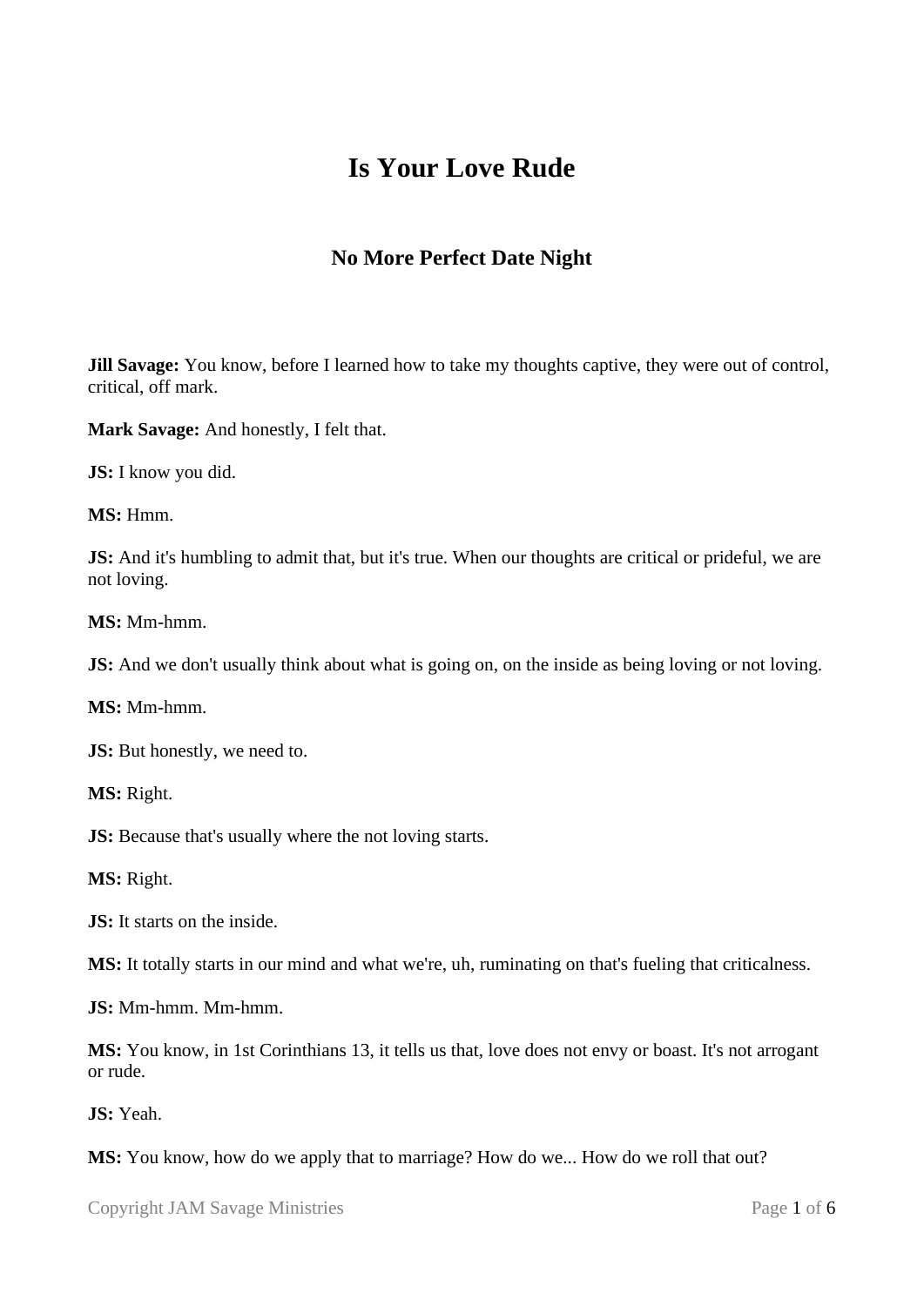# Is Your Love Rude

## No More Perfect Date Night

**Jill Savage:** You know, before I learned how to take my thoughts captive, they were out of control, critical, off mark.

**Mark Savage:** And honestly, I felt that.

**JS:** I know you did.

**MS:** Hmm.

**JS:** And it's humbling to admit that, but it's true. When our thoughts are critical or prideful, we are not loving.

**MS:** Mm-hmm.

**JS:** And we don't usually think about what is going on, on the inside as being loving or not loving.

**MS:** Mm-hmm.

**JS:** But honestly, we need to.

**MS:** Right.

**JS:** Because that's usually where the not loving starts.

**MS:** Right.

**JS:** It starts on the inside.

**MS:** It totally starts in our mind and what we're, uh, ruminating on that's fueling that criticalness.

**JS:** Mm-hmm. Mm-hmm.

**MS:** You know, in 1st Corinthians 13, it tells us that, love does not envy or boast. It's not arrogant or rude.

**JS:** Yeah.

**MS:** You know, how do we apply that to marriage? How do we... How do we roll that out?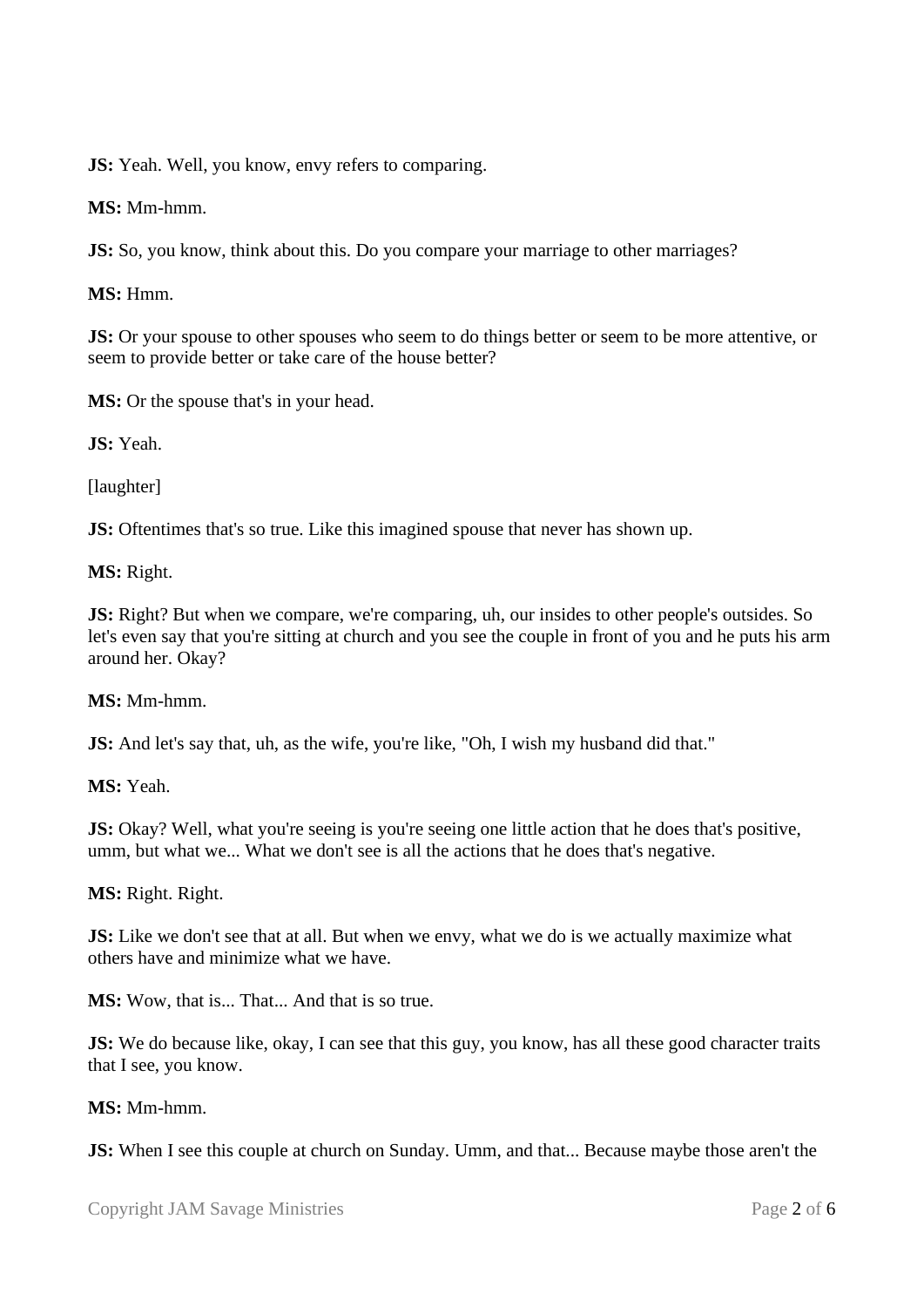**JS:** Yeah. Well, you know, envy refers to comparing.

**MS:** Mm-hmm.

**JS:** So, you know, think about this. Do you compare your marriage to other marriages?

**MS:** Hmm.

**JS:** Or your spouse to other spouses who seem to do things better or seem to be more attentive, or seem to provide better or take care of the house better?

**MS:** Or the spouse that's in your head.

**JS:** Yeah.

[laughter]

**JS:** Oftentimes that's so true. Like this imagined spouse that never has shown up.

**MS:** Right.

**JS:** Right? But when we compare, we're comparing, uh, our insides to other people's outsides. So let's even say that you're sitting at church and you see the couple in front of you and he puts his arm around her. Okay?

**MS:** Mm-hmm.

**JS:** And let's say that, uh, as the wife, you're like, "Oh, I wish my husband did that."

**MS:** Yeah.

**JS:** Okay? Well, what you're seeing is you're seeing one little action that he does that's positive, umm, but what we... What we don't see is all the actions that he does that's negative.

**MS:** Right. Right.

**JS:** Like we don't see that at all. But when we envy, what we do is we actually maximize what others have and minimize what we have.

**MS:** Wow, that is... That... And that is so true.

**JS:** We do because like, okay, I can see that this guy, you know, has all these good character traits that I see, you know.

**MS:** Mm-hmm.

**JS:** When I see this couple at church on Sunday. Umm, and that... Because maybe those aren't the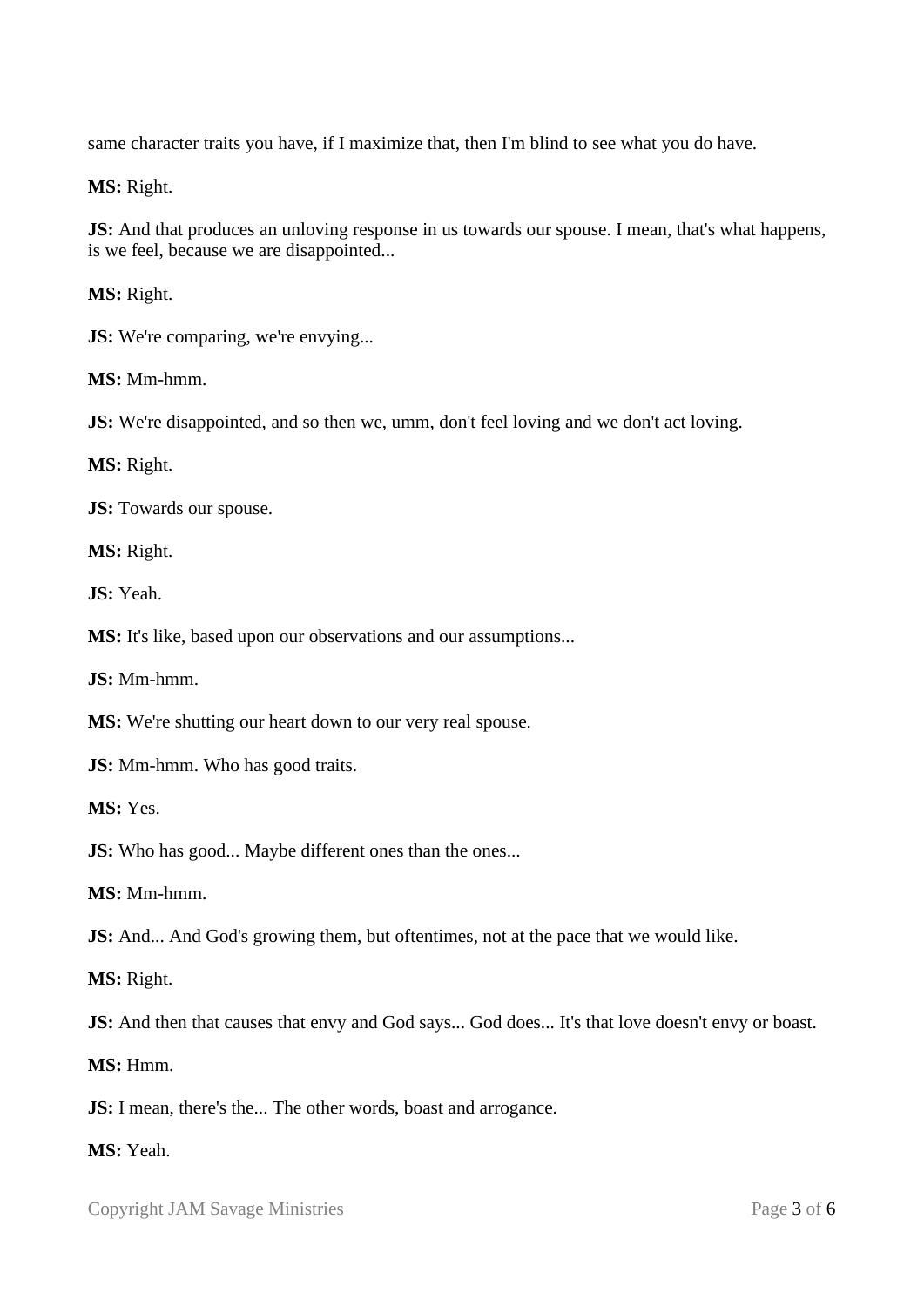same character traits you have, if I maximize that, then I'm blind to see what you do have.

**MS:** Right.

**JS:** And that produces an unloving response in us towards our spouse. I mean, that's what happens, is we feel, because we are disappointed...

**MS:** Right.

**JS:** We're comparing, we're envying...

**MS:** Mm-hmm.

**JS:** We're disappointed, and so then we, umm, don't feel loving and we don't act loving.

**MS:** Right.

**JS:** Towards our spouse.

**MS:** Right.

**JS:** Yeah.

**MS:** It's like, based upon our observations and our assumptions...

**JS:** Mm-hmm.

**MS:** We're shutting our heart down to our very real spouse.

**JS:** Mm-hmm. Who has good traits.

**MS:** Yes.

**JS:** Who has good... Maybe different ones than the ones...

**MS:** Mm-hmm.

**JS:** And... And God's growing them, but oftentimes, not at the pace that we would like.

**MS:** Right.

**JS:** And then that causes that envy and God says... God does... It's that love doesn't envy or boast.

**MS:** Hmm.

**JS:** I mean, there's the... The other words, boast and arrogance.

**MS:** Yeah.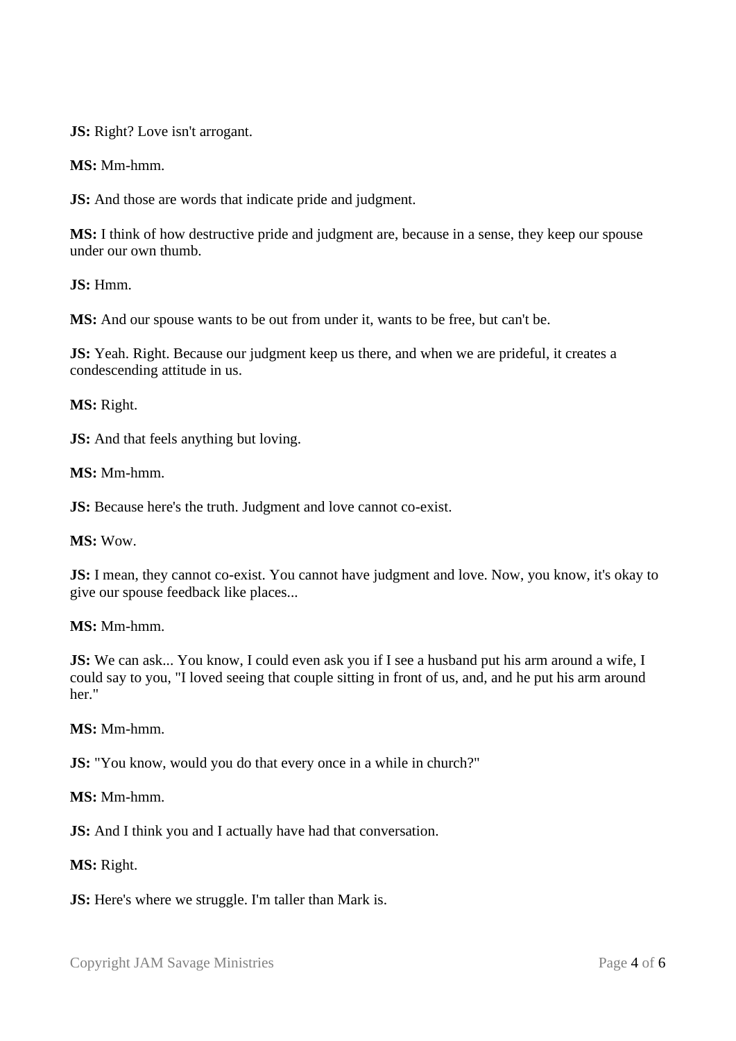**JS:** Right? Love isn't arrogant.

**MS:** Mm-hmm.

**JS:** And those are words that indicate pride and judgment.

**MS:** I think of how destructive pride and judgment are, because in a sense, they keep our spouse under our own thumb.

**JS:** Hmm.

**MS:** And our spouse wants to be out from under it, wants to be free, but can't be.

**JS:** Yeah. Right. Because our judgment keep us there, and when we are prideful, it creates a condescending attitude in us.

**MS:** Right.

**JS:** And that feels anything but loving.

**MS:** Mm-hmm.

**JS:** Because here's the truth. Judgment and love cannot co-exist.

**MS:** Wow.

**JS:** I mean, they cannot co-exist. You cannot have judgment and love. Now, you know, it's okay to give our spouse feedback like places...

**MS:** Mm-hmm.

**JS:** We can ask... You know, I could even ask you if I see a husband put his arm around a wife, I could say to you, "I loved seeing that couple sitting in front of us, and, and he put his arm around her."

**MS:** Mm-hmm.

**JS:** "You know, would you do that every once in a while in church?"

**MS:** Mm-hmm.

**JS:** And I think you and I actually have had that conversation.

**MS:** Right.

**JS:** Here's where we struggle. I'm taller than Mark is.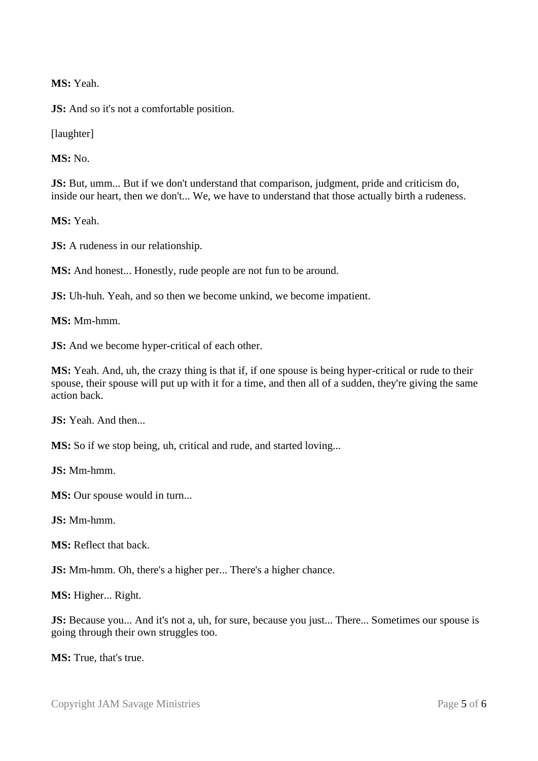**MS:** Yeah.

**JS:** And so it's not a comfortable position.

[laughter]

**MS:** No.

**JS:** But, umm... But if we don't understand that comparison, judgment, pride and criticism do, inside our heart, then we don't... We, we have to understand that those actually birth a rudeness.

**MS:** Yeah.

**JS:** A rudeness in our relationship.

**MS:** And honest... Honestly, rude people are not fun to be around.

**JS:** Uh-huh. Yeah, and so then we become unkind, we become impatient.

**MS:** Mm-hmm.

**JS:** And we become hyper-critical of each other.

**MS:** Yeah. And, uh, the crazy thing is that if, if one spouse is being hyper-critical or rude to their spouse, their spouse will put up with it for a time, and then all of a sudden, they're giving the same action back.

**JS:** Yeah. And then...

**MS:** So if we stop being, uh, critical and rude, and started loving...

**JS:** Mm-hmm.

**MS:** Our spouse would in turn...

**JS:** Mm-hmm.

**MS:** Reflect that back.

**JS:** Mm-hmm. Oh, there's a higher per... There's a higher chance.

**MS:** Higher... Right.

**JS:** Because you... And it's not a, uh, for sure, because you just... There... Sometimes our spouse is going through their own struggles too.

**MS:** True, that's true.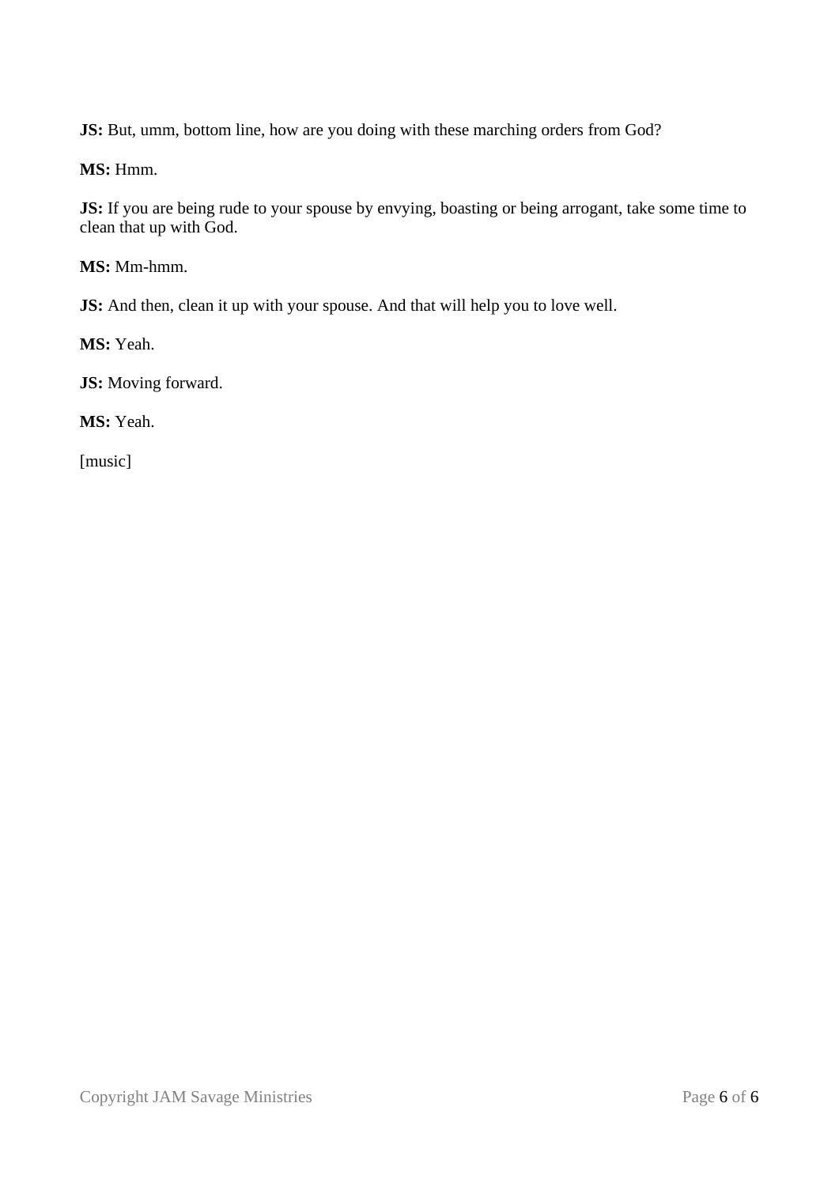**JS:** But, umm, bottom line, how are you doing with these marching orders from God?

**MS:** Hmm.

**JS:** If you are being rude to your spouse by envying, boasting or being arrogant, take some time to clean that up with God.

**MS:** Mm-hmm.

**JS:** And then, clean it up with your spouse. And that will help you to love well.

**MS:** Yeah.

**JS:** Moving forward.

**MS:** Yeah.

[music]